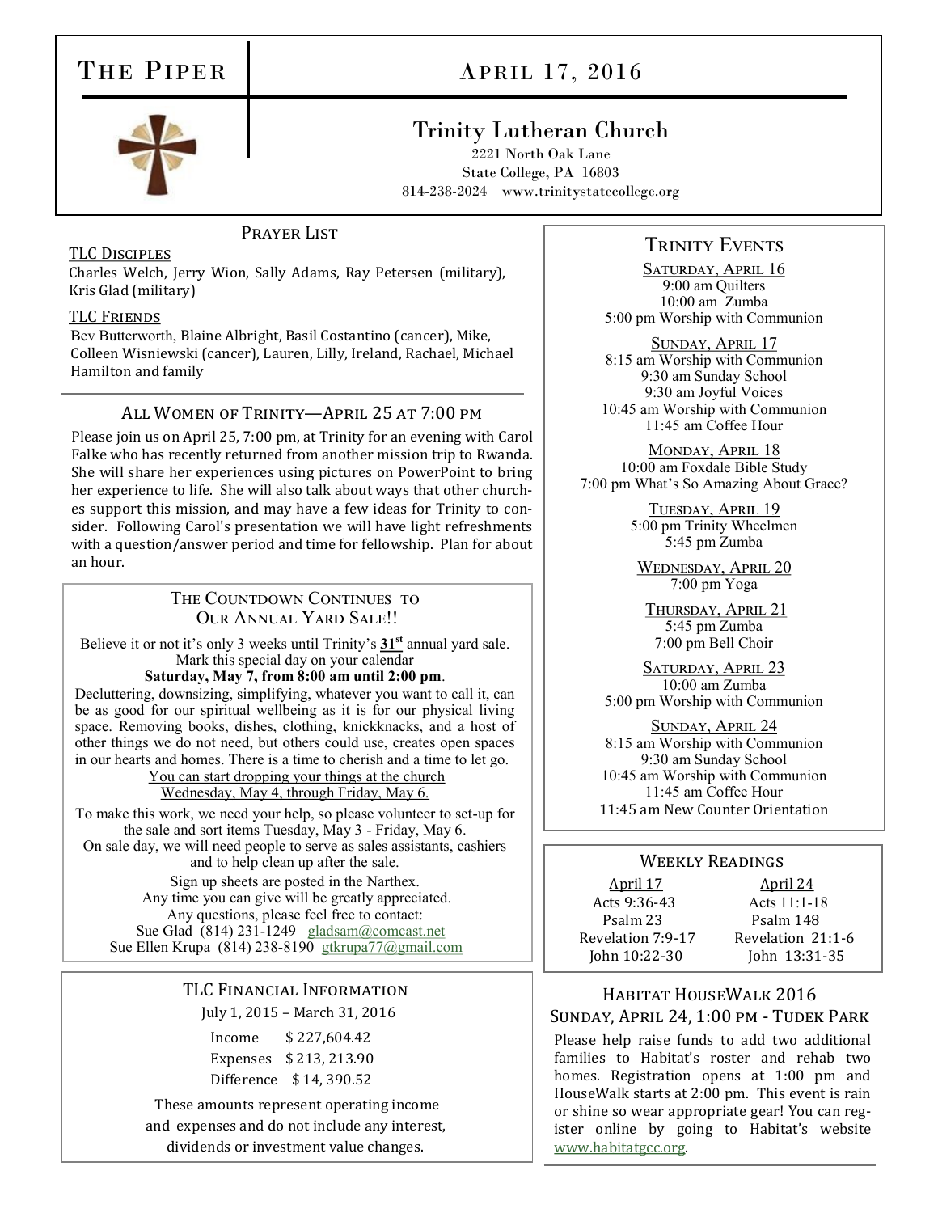# The Piper

## April 17, 2016

### Trinity Lutheran Church

2221 North Oak Lane
State College, PA 16803
814-238-2024 www.trinitystatecollege.org

## Prayer List

**TLC Disciples**

Charles Welch, Jerry Wion, Sally Adams, Ray Petersen (military), Kris Glad (military)

**TLC Friends**

Bev Butterworth, Blaine Albright, Basil Costantino (cancer), Mike, Colleen Wisniewski (cancer), Lauren, Lilly, Ireland, Rachael, Michael Hamilton and family

## All Women of Trinity—April 25 at 7:00 pm

Please join us on April 25, 7:00 pm, at Trinity for an evening with Carol Falke who has recently returned from another mission trip to Rwanda. She will share her experiences using pictures on PowerPoint to bring her experience to life. She will also talk about ways that other churches support this mission, and may have a few ideas for Trinity to consider. Following Carol's presentation we will have light refreshments with a question/answer period and time for fellowship. Plan for about an hour.

## The Countdown Continues to Our Annual Yard Sale!!

Believe it or not it's only 3 weeks until Trinity's **31st** annual yard sale. Mark this special day on your calendar
**Saturday, May 7, from 8:00 am until 2:00 pm**.

Decluttering, downsizing, simplifying, whatever you want to call it, can be as good for our spiritual wellbeing as it is for our physical living space. Removing books, dishes, clothing, knickknacks, and a host of other things we do not need, but others could use, creates open spaces in our hearts and homes. There is a time to cherish and a time to let go.

You can start dropping your things at the church Wednesday, May 4, through Friday, May 6.

To make this work, we need your help, so please volunteer to set-up for the sale and sort items Tuesday, May 3 - Friday, May 6.
On sale day, we will need people to serve as sales assistants, cashiers and to help clean up after the sale.

Sign up sheets are posted in the Narthex.
Any time you can give will be greatly appreciated.
Any questions, please feel free to contact:
Sue Glad (814) 231-1249 gladsam@comcast.net
Sue Ellen Krupa (814) 238-8190 gtkrupa77@gmail.com

## TLC Financial Information

July 1, 2015 – March 31, 2016

| | |
|---|---|
| Income | $ 227,604.42 |
| Expenses | $ 213, 213.90 |
| Difference | $ 14, 390.52 |

These amounts represent operating income and expenses and do not include any interest, dividends or investment value changes.

## Trinity Events

**Saturday, April 16**
9:00 am Quilters
10:00 am Zumba
5:00 pm Worship with Communion

**Sunday, April 17**
8:15 am Worship with Communion
9:30 am Sunday School
9:30 am Joyful Voices
10:45 am Worship with Communion
11:45 am Coffee Hour

**Monday, April 18**
10:00 am Foxdale Bible Study
7:00 pm What's So Amazing About Grace?

**Tuesday, April 19**
5:00 pm Trinity Wheelmen
5:45 pm Zumba

**Wednesday, April 20**
7:00 pm Yoga

**Thursday, April 21**
5:45 pm Zumba
7:00 pm Bell Choir

**Saturday, April 23**
10:00 am Zumba
5:00 pm Worship with Communion

**Sunday, April 24**
8:15 am Worship with Communion
9:30 am Sunday School
10:45 am Worship with Communion
11:45 am Coffee Hour
11:45 am New Counter Orientation

## Weekly Readings

| April 17 | April 24 |
|---|---|
| Acts 9:36-43 | Acts 11:1-18 |
| Psalm 23 | Psalm 148 |
| Revelation 7:9-17 | Revelation 21:1-6 |
| John 10:22-30 | John 13:31-35 |

## Habitat HouseWalk 2016
### Sunday, April 24, 1:00 pm - Tudek Park

Please help raise funds to add two additional families to Habitat's roster and rehab two homes. Registration opens at 1:00 pm and HouseWalk starts at 2:00 pm. This event is rain or shine so wear appropriate gear! You can register online by going to Habitat's website www.habitatgcc.org.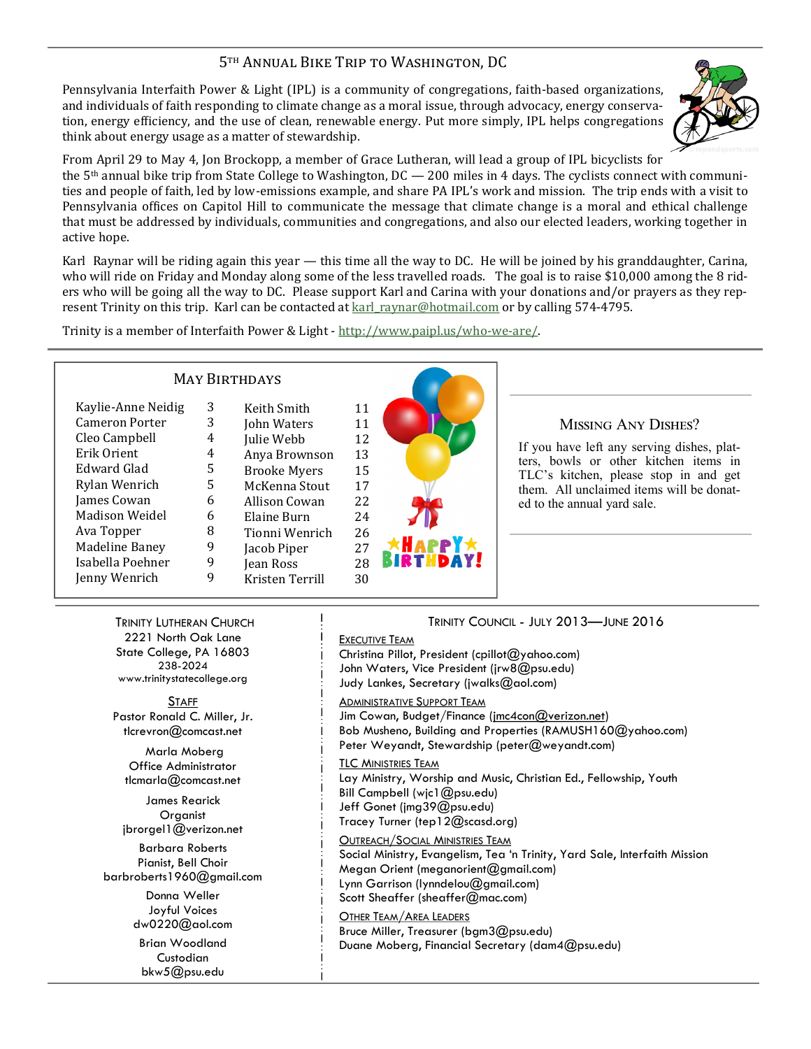## 5TH ANNUAL BIKE TRIP TO WASHINGTON, DC

Pennsylvania Interfaith Power & Light (IPL) is a community of congregations, faith-based organizations, and individuals of faith responding to climate change as a moral issue, through advocacy, energy conservation, energy efficiency, and the use of clean, renewable energy. Put more simply, IPL helps congregations think about energy usage as a matter of stewardship.

From April 29 to May 4, Jon Brockopp, a member of Grace Lutheran, will lead a group of IPL bicyclists for the 5th annual bike trip from State College to Washington, DC — 200 miles in 4 days. The cyclists connect with communities and people of faith, led by low-emissions example, and share PA IPL's work and mission. The trip ends with a visit to Pennsylvania offices on Capitol Hill to communicate the message that climate change is a moral and ethical challenge that must be addressed by individuals, communities and congregations, and also our elected leaders, working together in active hope.

Karl Raynar will be riding again this year — this time all the way to DC. He will be joined by his granddaughter, Carina, who will ride on Friday and Monday along some of the less travelled roads. The goal is to raise $10,000 among the 8 riders who will be going all the way to DC. Please support Karl and Carina with your donations and/or prayers as they represent Trinity on this trip. Karl can be contacted at karl_raynar@hotmail.com or by calling 574-4795.

Trinity is a member of Interfaith Power & Light - http://www.paipl.us/who-we-are/.

## MAY BIRTHDAYS

| | | | |
|---|---|---|---|
| Kaylie-Anne Neidig | 3 | Keith Smith | 11 |
| Cameron Porter | 3 | John Waters | 11 |
| Cleo Campbell | 4 | Julie Webb | 12 |
| Erik Orient | 4 | Anya Brownson | 13 |
| Edward Glad | 5 | Brooke Myers | 15 |
| Rylan Wenrich | 5 | McKenna Stout | 17 |
| James Cowan | 6 | Allison Cowan | 22 |
| Madison Weidel | 6 | Elaine Burn | 24 |
| Ava Topper | 8 | Tionni Wenrich | 26 |
| Madeline Baney | 9 | Jacob Piper | 27 |
| Isabella Poehner | 9 | Jean Ross | 28 |
| Jenny Wenrich | 9 | Kristen Terrill | 30 |

HAPPY BIRTHDAY!

## MISSING ANY DISHES?

If you have left any serving dishes, platters, bowls or other kitchen items in TLC's kitchen, please stop in and get them. All unclaimed items will be donated to the annual yard sale.

**TRINITY LUTHERAN CHURCH**
2221 North Oak Lane
State College, PA 16803
238-2024
www.trinitystatecollege.org

**STAFF**

Pastor Ronald C. Miller, Jr.
tlcrevron@comcast.net

Marla Moberg
Office Administrator
tlcmarla@comcast.net

James Rearick
Organist
jbrorgel1@verizon.net

Barbara Roberts
Pianist, Bell Choir
barbroberts1960@gmail.com

Donna Weller
Joyful Voices
dw0220@aol.com

Brian Woodland
Custodian
bkw5@psu.edu

**TRINITY COUNCIL - JULY 2013—JUNE 2016**

**EXECUTIVE TEAM**
Christina Pillot, President (cpillot@yahoo.com)
John Waters, Vice President (jrw8@psu.edu)
Judy Lankes, Secretary (jwalks@aol.com)

**ADMINISTRATIVE SUPPORT TEAM**
Jim Cowan, Budget/Finance (jmc4con@verizon.net)
Bob Musheno, Building and Properties (RAMUSH160@yahoo.com)
Peter Weyandt, Stewardship (peter@weyandt.com)

**TLC MINISTRIES TEAM**
Lay Ministry, Worship and Music, Christian Ed., Fellowship, Youth
Bill Campbell (wjc1@psu.edu)
Jeff Gonet (jmg39@psu.edu)
Tracey Turner (tep12@scasd.org)

**OUTREACH/SOCIAL MINISTRIES TEAM**
Social Ministry, Evangelism, Tea 'n Trinity, Yard Sale, Interfaith Mission
Megan Orient (meganorient@gmail.com)
Lynn Garrison (lynndelou@gmail.com)
Scott Sheaffer (sheaffer@mac.com)

**OTHER TEAM/AREA LEADERS**
Bruce Miller, Treasurer (bgm3@psu.edu)
Duane Moberg, Financial Secretary (dam4@psu.edu)